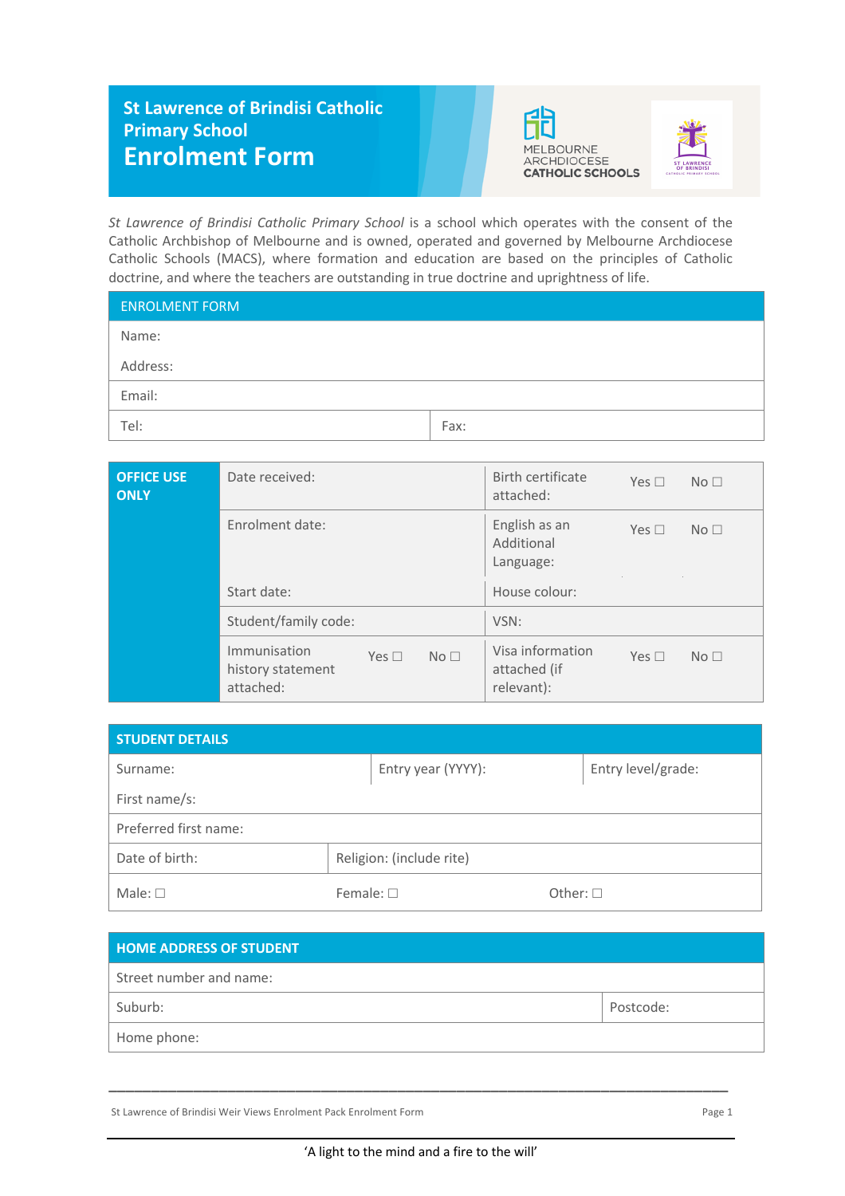# St Lawrence of Brindisi Catholic Primary School

# Enrolment Form

MELBOURNE ARCHDIOCESE CATHOLIC SCHOOLS

*St Lawrence of Brindisi Catholic Primary School* is a school which operates with the consent of the Catholic Archbishop of Melbourne and is owned, operated and governed by Melbourne Archdiocese Catholic Schools (MACS), where formation and education are based on the principles of Catholic doctrine, and where the teachers are outstanding in true doctrine and uprightness of life.

| ENROLMENT FORM | |
|---|---|
| Name: | |
| Address: | |
| Email: | |
| Tel: | Fax: |

| OFFICE USE ONLY | | | | | | | | |
|---|---|---|---|---|---|---|---|---|
| | Date received: | | | | Birth certificate attached: | Yes ☐ | No ☐ |
| | Enrolment date: | | | | English as an Additional Language: | Yes ☐ | No ☐ |
| | Start date: | | | | House colour: | | |
| | Student/family code: | | | | VSN: | | |
| | Immunisation history statement attached: | Yes ☐ | No ☐ | | Visa information attached (if relevant): | Yes ☐ | No ☐ |

| STUDENT DETAILS | | |
|---|---|---|
| Surname: | Entry year (YYYY): | Entry level/grade: |
| First name/s: | | |
| Preferred first name: | | |
| Date of birth: | Religion: (include rite) | |
| Male: ☐ | Female: ☐ | Other: ☐ |

| HOME ADDRESS OF STUDENT | |
|---|---|
| Street number and name: | |
| Suburb: | Postcode: |
| Home phone: | |

St Lawrence of Brindisi Weir Views Enrolment Pack Enrolment Form

'A light to the mind and a fire to the will'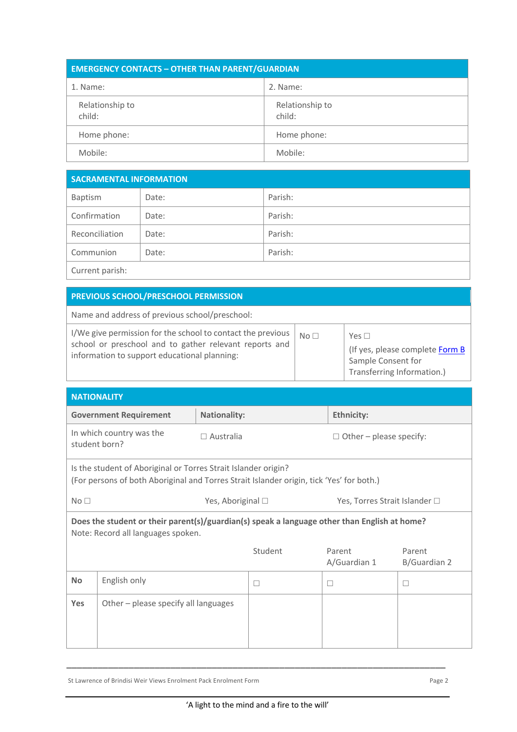| EMERGENCY CONTACTS – OTHER THAN PARENT/GUARDIAN | |
|---|---|
| 1. Name: | 2. Name: |
| Relationship to child: | Relationship to child: |
| Home phone: | Home phone: |
| Mobile: | Mobile: |

| SACRAMENTAL INFORMATION | | |
|---|---|---|
| Baptism | Date: | Parish: |
| Confirmation | Date: | Parish: |
| Reconciliation | Date: | Parish: |
| Communion | Date: | Parish: |
| Current parish: | | |

| PREVIOUS SCHOOL/PRESCHOOL PERMISSION | | |
|---|---|---|
| Name and address of previous school/preschool: | | |
| I/We give permission for the school to contact the previous school or preschool and to gather relevant reports and information to support educational planning: | No ☐ | Yes ☐ (If yes, please complete Form B Sample Consent for Transferring Information.) |

| NATIONALITY | | |
|---|---|---|
| **Government Requirement** | **Nationality:** | **Ethnicity:** |
| In which country was the student born? | ☐ Australia | ☐ Other – please specify: |

Is the student of Aboriginal or Torres Strait Islander origin?
(For persons of both Aboriginal and Torres Strait Islander origin, tick 'Yes' for both.)

No ☐ Yes, Aboriginal ☐ Yes, Torres Strait Islander ☐

**Does the student or their parent(s)/guardian(s) speak a language other than English at home?**
Note: Record all languages spoken.

| | | Student | Parent A/Guardian 1 | Parent B/Guardian 2 |
|---|---|---|---|---|
| **No** | English only | ☐ | ☐ | ☐ |
| **Yes** | Other – please specify all languages | | | |

'A light to the mind and a fire to the will'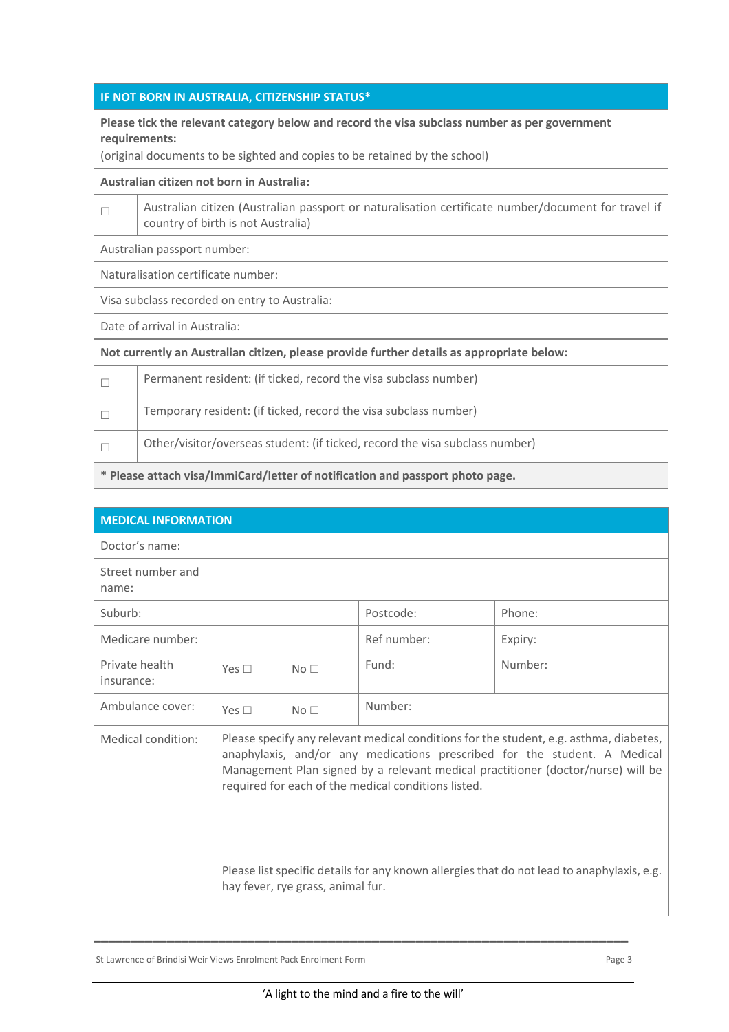| IF NOT BORN IN AUSTRALIA, CITIZENSHIP STATUS* | |
|---|---|
| **Please tick the relevant category below and record the visa subclass number as per government requirements:** (original documents to be sighted and copies to be retained by the school) | |
| **Australian citizen not born in Australia:** | |
| ☐ | Australian citizen (Australian passport or naturalisation certificate number/document for travel if country of birth is not Australia) |
| Australian passport number: | |
| Naturalisation certificate number: | |
| Visa subclass recorded on entry to Australia: | |
| Date of arrival in Australia: | |
| **Not currently an Australian citizen, please provide further details as appropriate below:** | |
| ☐ | Permanent resident: (if ticked, record the visa subclass number) |
| ☐ | Temporary resident: (if ticked, record the visa subclass number) |
| ☐ | Other/visitor/overseas student: (if ticked, record the visa subclass number) |
| **\* Please attach visa/ImmiCard/letter of notification and passport photo page.** | |

| MEDICAL INFORMATION | | | | |
|---|---|---|---|---|
| Doctor's name: | | | | |
| Street number and name: | | | | |
| Suburb: | | | Postcode: | Phone: |
| Medicare number: | | | Ref number: | Expiry: |
| Private health insurance: | Yes ☐ | No ☐ | Fund: | Number: |
| Ambulance cover: | Yes ☐ | No ☐ | Number: | |
| Medical condition: | Please specify any relevant medical conditions for the student, e.g. asthma, diabetes, anaphylaxis, and/or any medications prescribed for the student. A Medical Management Plan signed by a relevant medical practitioner (doctor/nurse) will be required for each of the medical conditions listed.<br><br>Please list specific details for any known allergies that do not lead to anaphylaxis, e.g. hay fever, rye grass, animal fur. | | | |

'A light to the mind and a fire to the will'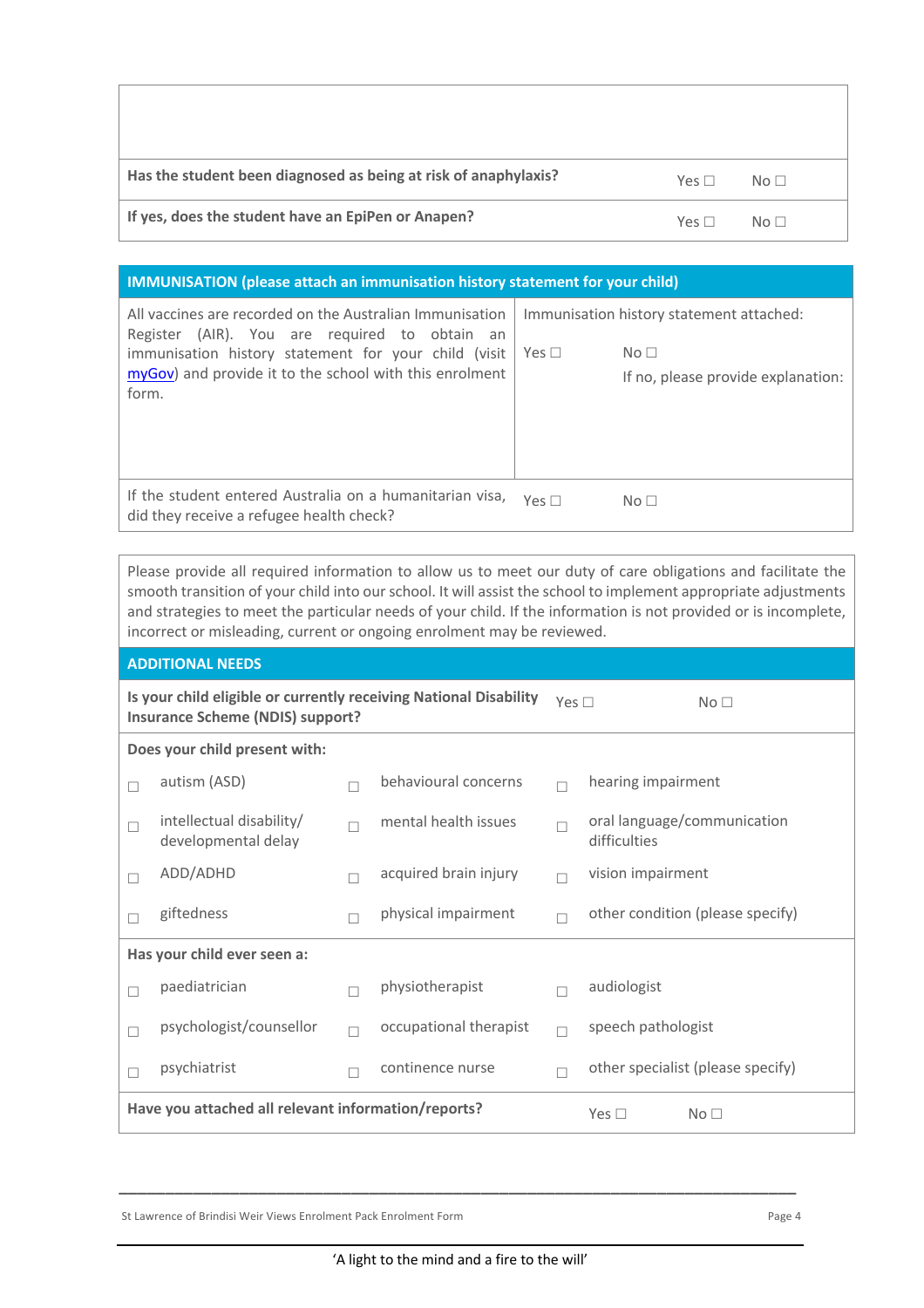| | | |
|---|---|---|
| | | |
| **Has the student been diagnosed as being at risk of anaphylaxis?** | Yes ☐ | No ☐ |
| **If yes, does the student have an EpiPen or Anapen?** | Yes ☐ | No ☐ |

| **IMMUNISATION (please attach an immunisation history statement for your child)** | | |
|---|---|---|
| All vaccines are recorded on the Australian Immunisation Register (AIR). You are required to obtain an immunisation history statement for your child (visit [myGov]) and provide it to the school with this enrolment form. | Immunisation history statement attached:<br>Yes ☐ | No ☐<br>If no, please provide explanation: |
| If the student entered Australia on a humanitarian visa, did they receive a refugee health check? | Yes ☐ | No ☐ |

Please provide all required information to allow us to meet our duty of care obligations and facilitate the smooth transition of your child into our school. It will assist the school to implement appropriate adjustments and strategies to meet the particular needs of your child. If the information is not provided or is incomplete, incorrect or misleading, current or ongoing enrolment may be reviewed.

## ADDITIONAL NEEDS

**Is your child eligible or currently receiving National Disability Insurance Scheme (NDIS) support?** Yes ☐ No ☐

**Does your child present with:**

| | | |
|---|---|---|
| ☐ autism (ASD) | ☐ behavioural concerns | ☐ hearing impairment |
| ☐ intellectual disability/ developmental delay | ☐ mental health issues | ☐ oral language/communication difficulties |
| ☐ ADD/ADHD | ☐ acquired brain injury | ☐ vision impairment |
| ☐ giftedness | ☐ physical impairment | ☐ other condition (please specify) |

**Has your child ever seen a:**

| | | |
|---|---|---|
| ☐ paediatrician | ☐ physiotherapist | ☐ audiologist |
| ☐ psychologist/counsellor | ☐ occupational therapist | ☐ speech pathologist |
| ☐ psychiatrist | ☐ continence nurse | ☐ other specialist (please specify) |

**Have you attached all relevant information/reports?** Yes ☐ No ☐

St Lawrence of Brindisi Weir Views Enrolment Pack Enrolment Form

'A light to the mind and a fire to the will'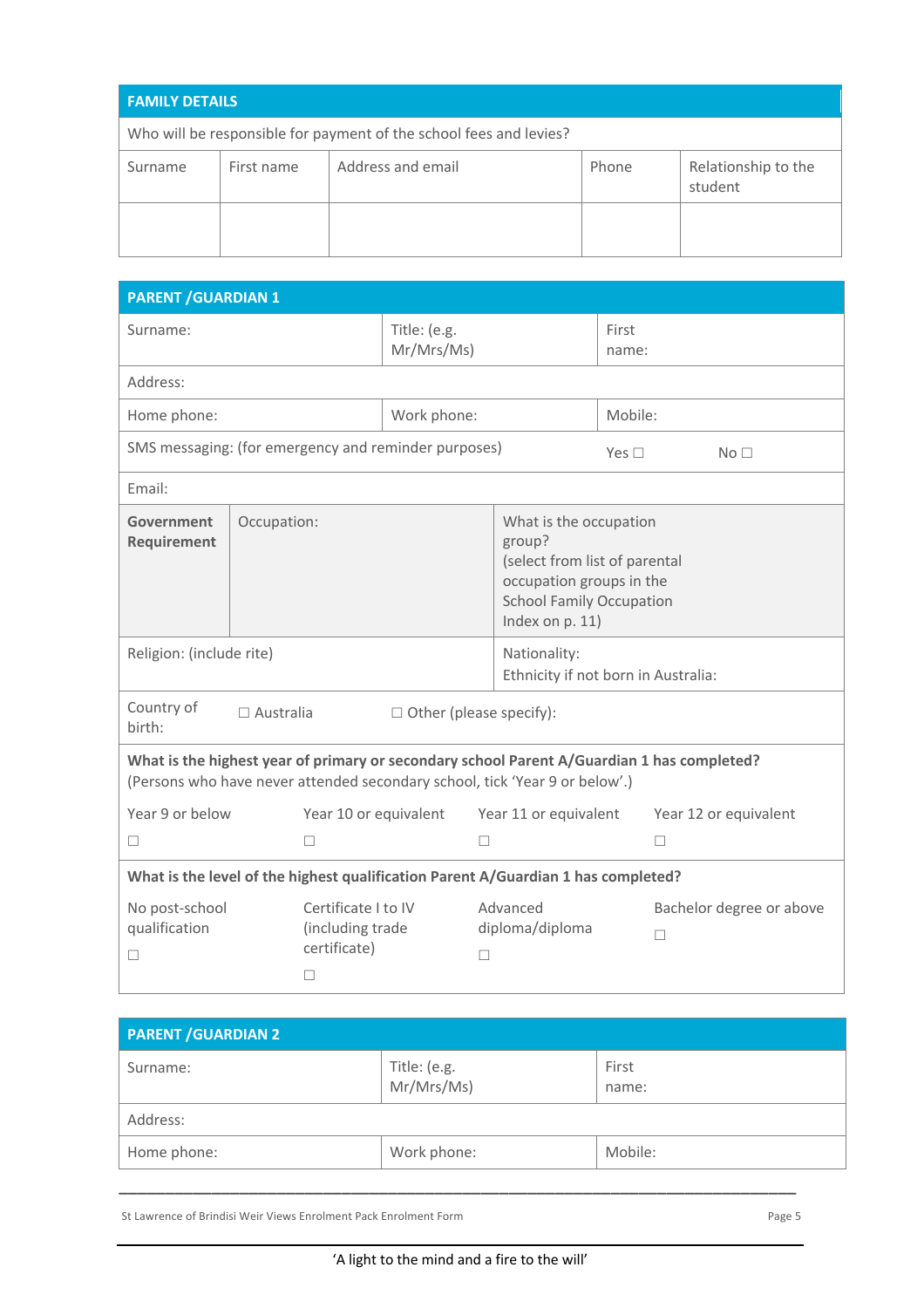## FAMILY DETAILS

| Who will be responsible for payment of the school fees and levies? | | | | |
|---|---|---|---|---|
| Surname | First name | Address and email | Phone | Relationship to the student |
| | | | | |

## PARENT /GUARDIAN 1

| Surname: | Title: (e.g. Mr/Mrs/Ms) | First name: |
|---|---|---|
| Address: | | |
| Home phone: | Work phone: | Mobile: |
| SMS messaging: (for emergency and reminder purposes) | | Yes ☐ No ☐ |
| Email: | | |

| **Government Requirement** | Occupation: | What is the occupation group? (select from list of parental occupation groups in the School Family Occupation Index on p. 11) |
|---|---|---|

| Religion: (include rite) | Nationality: Ethnicity if not born in Australia: |
|---|---|

| Country of birth: | ☐ Australia | ☐ Other (please specify): |
|---|---|---|

**What is the highest year of primary or secondary school Parent A/Guardian 1 has completed?**
(Persons who have never attended secondary school, tick 'Year 9 or below'.)

| Year 9 or below | Year 10 or equivalent | Year 11 or equivalent | Year 12 or equivalent |
|---|---|---|---|
| ☐ | ☐ | ☐ | ☐ |

**What is the level of the highest qualification Parent A/Guardian 1 has completed?**

| No post-school qualification | Certificate I to IV (including trade certificate) | Advanced diploma/diploma | Bachelor degree or above |
|---|---|---|---|
| ☐ | ☐ | ☐ | ☐ |

## PARENT /GUARDIAN 2

| Surname: | Title: (e.g. Mr/Mrs/Ms) | First name: |
|---|---|---|
| Address: | | |
| Home phone: | Work phone: | Mobile: |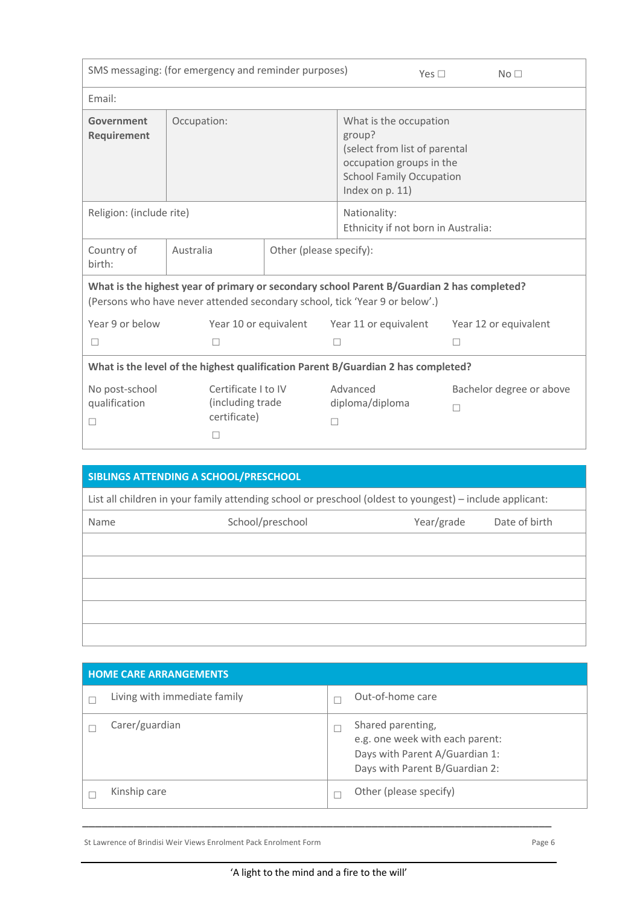| SMS messaging: (for emergency and reminder purposes) | | Yes ☐ | No ☐ |
|---|---|---|---|
| Email: | | | |
| **Government Requirement** | Occupation: | What is the occupation group? (select from list of parental occupation groups in the School Family Occupation Index on p. 11) | |
| Religion: (include rite) | | Nationality: Ethnicity if not born in Australia: | |
| Country of birth: | Australia | Other (please specify): | |

**What is the highest year of primary or secondary school Parent B/Guardian 2 has completed?**
(Persons who have never attended secondary school, tick 'Year 9 or below'.)

| Year 9 or below | Year 10 or equivalent | Year 11 or equivalent | Year 12 or equivalent |
|---|---|---|---|
| ☐ | ☐ | ☐ | ☐ |

**What is the level of the highest qualification Parent B/Guardian 2 has completed?**

| No post-school qualification | Certificate I to IV (including trade certificate) | Advanced diploma/diploma | Bachelor degree or above |
|---|---|---|---|
| ☐ | ☐ | ☐ | ☐ |

## SIBLINGS ATTENDING A SCHOOL/PRESCHOOL

List all children in your family attending school or preschool (oldest to youngest) – include applicant:

| Name | School/preschool | Year/grade | Date of birth |
|---|---|---|---|
| | | | |
| | | | |
| | | | |
| | | | |
| | | | |

## HOME CARE ARRANGEMENTS

| | | | |
|---|---|---|---|
| ☐ | Living with immediate family | ☐ | Out-of-home care |
| ☐ | Carer/guardian | ☐ | Shared parenting, e.g. one week with each parent: Days with Parent A/Guardian 1: Days with Parent B/Guardian 2: |
| ☐ | Kinship care | ☐ | Other (please specify) |

St Lawrence of Brindisi Weir Views Enrolment Pack Enrolment Form

'A light to the mind and a fire to the will'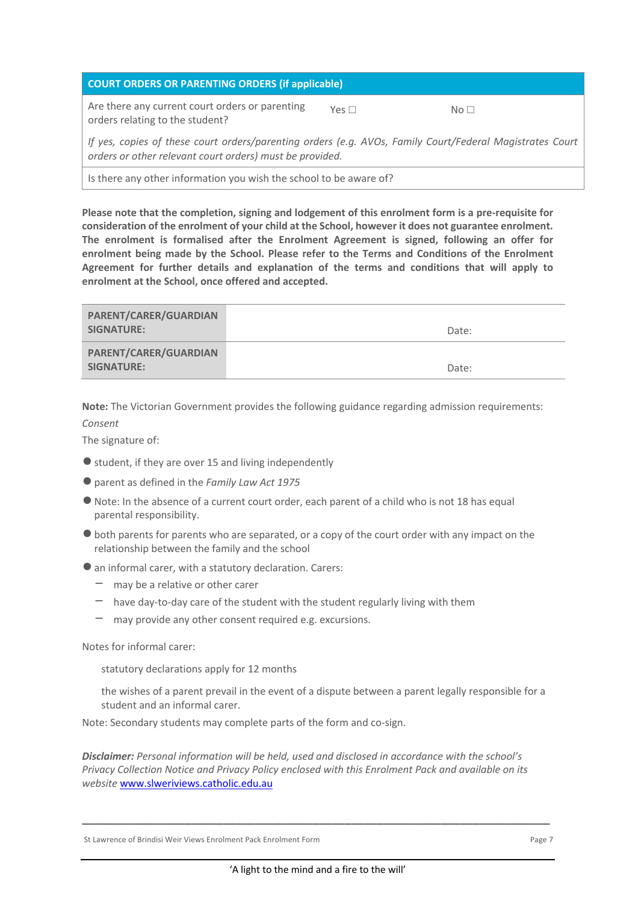| COURT ORDERS OR PARENTING ORDERS (if applicable) | | |
|---|---|---|
| Are there any current court orders or parenting orders relating to the student? | Yes ☐ | No ☐ |
| *If yes, copies of these court orders/parenting orders (e.g. AVOs, Family Court/Federal Magistrates Court orders or other relevant court orders) must be provided.* | | |
| Is there any other information you wish the school to be aware of? | | |

**Please note that the completion, signing and lodgement of this enrolment form is a pre-requisite for consideration of the enrolment of your child at the School, however it does not guarantee enrolment. The enrolment is formalised after the Enrolment Agreement is signed, following an offer for enrolment being made by the School. Please refer to the Terms and Conditions of the Enrolment Agreement for further details and explanation of the terms and conditions that will apply to enrolment at the School, once offered and accepted.**

| | | |
|---|---|---|
| **PARENT/CARER/GUARDIAN SIGNATURE:** | | Date: |
| **PARENT/CARER/GUARDIAN SIGNATURE:** | | Date: |

**Note:** The Victorian Government provides the following guidance regarding admission requirements:

*Consent*

The signature of:

- student, if they are over 15 and living independently
- parent as defined in the *Family Law Act 1975*
- Note: In the absence of a current court order, each parent of a child who is not 18 has equal parental responsibility.
- both parents for parents who are separated, or a copy of the court order with any impact on the relationship between the family and the school
- an informal carer, with a statutory declaration. Carers:
  - may be a relative or other carer
  - have day-to-day care of the student with the student regularly living with them
  - may provide any other consent required e.g. excursions.

Notes for informal carer:

statutory declarations apply for 12 months

the wishes of a parent prevail in the event of a dispute between a parent legally responsible for a student and an informal carer.

Note: Secondary students may complete parts of the form and co-sign.

***Disclaimer:*** *Personal information will be held, used and disclosed in accordance with the school's Privacy Collection Notice and Privacy Policy enclosed with this Enrolment Pack and available on its website* [www.slweriviews.catholic.edu.au](http://www.slweriviews.catholic.edu.au)